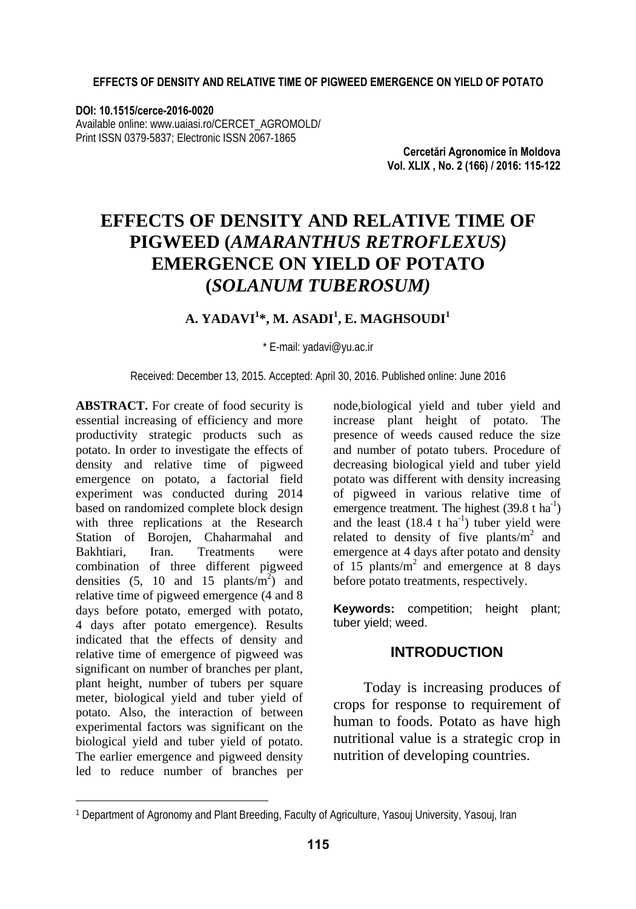DOI: 10.1515/cerce-2016-0020
Available online: www.uaiasi.ro/CERCET_AGROMOLD/
Print ISSN 0379-5837; Electronic ISSN 2067-1865

# EFFECTS OF DENSITY AND RELATIVE TIME OF PIGWEED (*AMARANTHUS RETROFLEXUS)* EMERGENCE ON YIELD OF POTATO (*SOLANUM TUBEROSUM)*

**A. YADAVI[1]*, M. ASADI[1], E. MAGHSOUDI[1]**

* E-mail: yadavi@yu.ac.ir

Received: December 13, 2015. Accepted: April 30, 2016. Published online: June 2016

**ABSTRACT.** For create of food security is essential increasing of efficiency and more productivity strategic products such as potato. In order to investigate the effects of density and relative time of pigweed emergence on potato, a factorial field experiment was conducted during 2014 based on randomized complete block design with three replications at the Research Station of Borojen, Chaharmahal and Bakhtiari, Iran. Treatments were combination of three different pigweed densities (5, 10 and 15 plants/$m^2$) and relative time of pigweed emergence (4 and 8 days before potato, emerged with potato, 4 days after potato emergence). Results indicated that the effects of density and relative time of emergence of pigweed was significant on number of branches per plant, plant height, number of tubers per square meter, biological yield and tuber yield of potato. Also, the interaction of between experimental factors was significant on the biological yield and tuber yield of potato. The earlier emergence and pigweed density led to reduce number of branches per node,biological yield and tuber yield and increase plant height of potato. The presence of weeds caused reduce the size and number of potato tubers. Procedure of decreasing biological yield and tuber yield potato was different with density increasing of pigweed in various relative time of emergence treatment. The highest (39.8 t $ha^{-1}$) and the least (18.4 t $ha^{-1}$) tuber yield were related to density of five plants/$m^2$ and emergence at 4 days after potato and density of 15 plants/$m^2$ and emergence at 8 days before potato treatments, respectively.

**Keywords:** competition; height plant; tuber yield; weed.

## INTRODUCTION

Today is increasing produces of crops for response to requirement of human to foods. Potato as have high nutritional value is a strategic crop in nutrition of developing countries.

[1] Department of Agronomy and Plant Breeding, Faculty of Agriculture, Yasouj University, Yasouj, Iran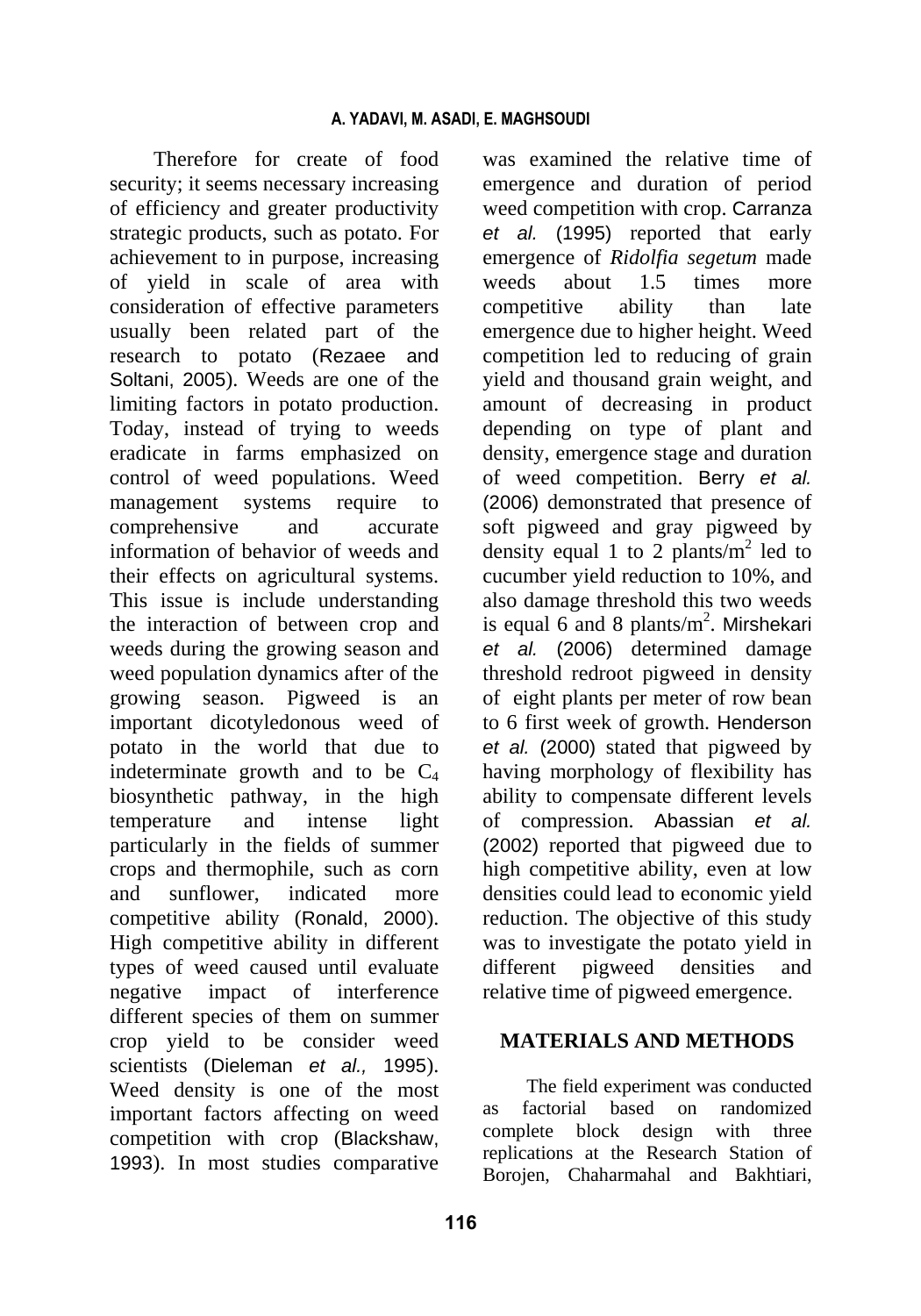Therefore for create of food security; it seems necessary increasing of efficiency and greater productivity strategic products, such as potato. For achievement to in purpose, increasing of yield in scale of area with consideration of effective parameters usually been related part of the research to potato (Rezaee and Soltani, 2005). Weeds are one of the limiting factors in potato production. Today, instead of trying to weeds eradicate in farms emphasized on control of weed populations. Weed management systems require to comprehensive and accurate information of behavior of weeds and their effects on agricultural systems. This issue is include understanding the interaction of between crop and weeds during the growing season and weed population dynamics after of the growing season. Pigweed is an important dicotyledonous weed of potato in the world that due to indeterminate growth and to be $C_4$ biosynthetic pathway, in the high temperature and intense light particularly in the fields of summer crops and thermophile, such as corn and sunflower, indicated more competitive ability (Ronald, 2000). High competitive ability in different types of weed caused until evaluate negative impact of interference different species of them on summer crop yield to be consider weed scientists (Dieleman *et al.,* 1995). Weed density is one of the most important factors affecting on weed competition with crop (Blackshaw, 1993). In most studies comparative was examined the relative time of emergence and duration of period weed competition with crop. Carranza *et al.* (1995) reported that early emergence of *Ridolfia segetum* made weeds about 1.5 times more competitive ability than late emergence due to higher height. Weed competition led to reducing of grain yield and thousand grain weight, and amount of decreasing in product depending on type of plant and density, emergence stage and duration of weed competition. Berry *et al.* (2006) demonstrated that presence of soft pigweed and gray pigweed by density equal 1 to 2 plants/m$^2$ led to cucumber yield reduction to 10%, and also damage threshold this two weeds is equal 6 and 8 plants/m$^2$. Mirshekari *et al.* (2006) determined damage threshold redroot pigweed in density of eight plants per meter of row bean to 6 first week of growth. Henderson *et al.* (2000) stated that pigweed by having morphology of flexibility has ability to compensate different levels of compression. Abassian *et al.* (2002) reported that pigweed due to high competitive ability, even at low densities could lead to economic yield reduction. The objective of this study was to investigate the potato yield in different pigweed densities and relative time of pigweed emergence.

## MATERIALS AND METHODS

The field experiment was conducted as factorial based on randomized complete block design with three replications at the Research Station of Borojen, Chaharmahal and Bakhtiari,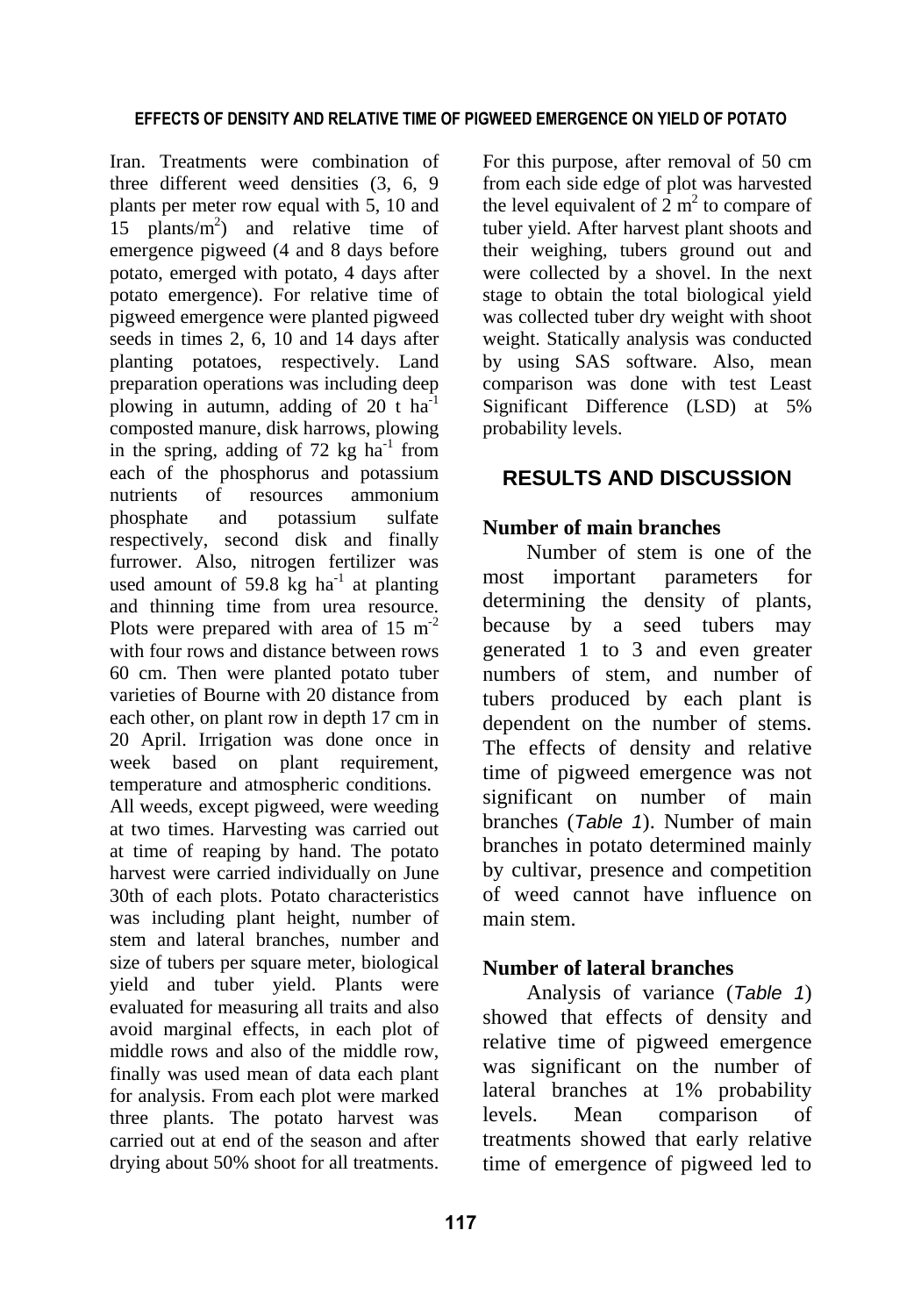Iran. Treatments were combination of three different weed densities (3, 6, 9 plants per meter row equal with 5, 10 and 15 plants/$m^2$) and relative time of emergence pigweed (4 and 8 days before potato, emerged with potato, 4 days after potato emergence). For relative time of pigweed emergence were planted pigweed seeds in times 2, 6, 10 and 14 days after planting potatoes, respectively. Land preparation operations was including deep plowing in autumn, adding of 20 t $ha^{-1}$ composted manure, disk harrows, plowing in the spring, adding of 72 kg $ha^{-1}$ from each of the phosphorus and potassium nutrients of resources ammonium phosphate and potassium sulfate respectively, second disk and finally furrower. Also, nitrogen fertilizer was used amount of 59.8 kg $ha^{-1}$ at planting and thinning time from urea resource. Plots were prepared with area of 15 $m^{-2}$ with four rows and distance between rows 60 cm. Then were planted potato tuber varieties of Bourne with 20 distance from each other, on plant row in depth 17 cm in 20 April. Irrigation was done once in week based on plant requirement, temperature and atmospheric conditions.

All weeds, except pigweed, were weeding at two times. Harvesting was carried out at time of reaping by hand. The potato harvest were carried individually on June 30th of each plots. Potato characteristics was including plant height, number of stem and lateral branches, number and size of tubers per square meter, biological yield and tuber yield. Plants were evaluated for measuring all traits and also avoid marginal effects, in each plot of middle rows and also of the middle row, finally was used mean of data each plant for analysis. From each plot were marked three plants. The potato harvest was carried out at end of the season and after drying about 50% shoot for all treatments. For this purpose, after removal of 50 cm from each side edge of plot was harvested the level equivalent of 2 $m^2$ to compare of tuber yield. After harvest plant shoots and their weighing, tubers ground out and were collected by a shovel. In the next stage to obtain the total biological yield was collected tuber dry weight with shoot weight. Statically analysis was conducted by using SAS software. Also, mean comparison was done with test Least Significant Difference (LSD) at 5% probability levels.

## RESULTS AND DISCUSSION

### Number of main branches

Number of stem is one of the most important parameters for determining the density of plants, because by a seed tubers may generated 1 to 3 and even greater numbers of stem, and number of tubers produced by each plant is dependent on the number of stems. The effects of density and relative time of pigweed emergence was not significant on number of main branches (*Table 1*). Number of main branches in potato determined mainly by cultivar, presence and competition of weed cannot have influence on main stem.

### Number of lateral branches

Analysis of variance (*Table 1*) showed that effects of density and relative time of pigweed emergence was significant on the number of lateral branches at 1% probability levels. Mean comparison of treatments showed that early relative time of emergence of pigweed led to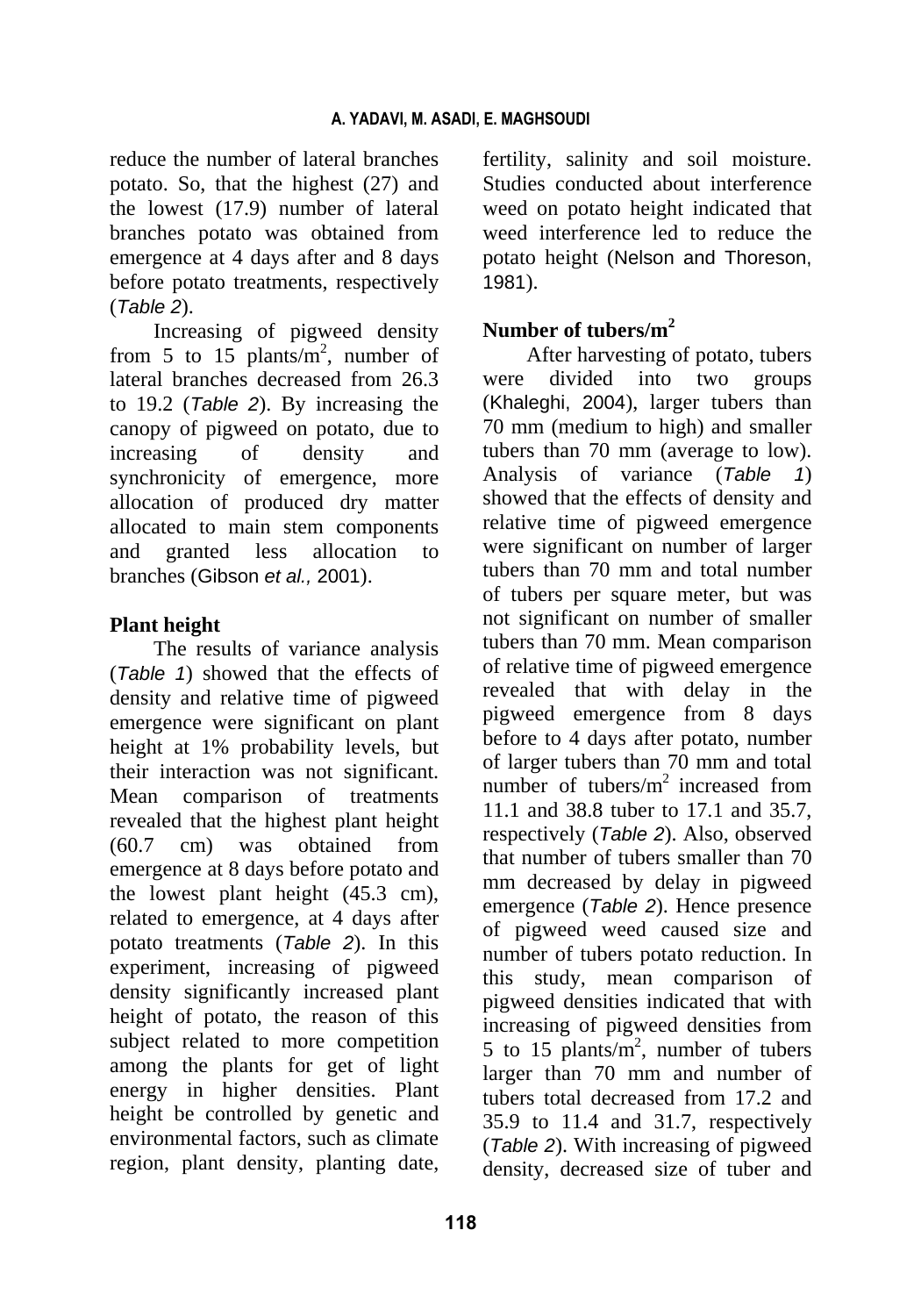reduce the number of lateral branches potato. So, that the highest (27) and the lowest (17.9) number of lateral branches potato was obtained from emergence at 4 days after and 8 days before potato treatments, respectively (*Table 2*).

Increasing of pigweed density from 5 to 15 plants/$m^2$, number of lateral branches decreased from 26.3 to 19.2 (*Table 2*). By increasing the canopy of pigweed on potato, due to increasing of density and synchronicity of emergence, more allocation of produced dry matter allocated to main stem components and granted less allocation to branches (Gibson *et al.,* 2001).

**Plant height**

The results of variance analysis (*Table 1*) showed that the effects of density and relative time of pigweed emergence were significant on plant height at 1% probability levels, but their interaction was not significant. Mean comparison of treatments revealed that the highest plant height (60.7 cm) was obtained from emergence at 8 days before potato and the lowest plant height (45.3 cm), related to emergence, at 4 days after potato treatments (*Table 2*). In this experiment, increasing of pigweed density significantly increased plant height of potato, the reason of this subject related to more competition among the plants for get of light energy in higher densities. Plant height be controlled by genetic and environmental factors, such as climate region, plant density, planting date, fertility, salinity and soil moisture. Studies conducted about interference weed on potato height indicated that weed interference led to reduce the potato height (Nelson and Thoreson, 1981).

**Number of tubers/$m^2$**

After harvesting of potato, tubers were divided into two groups (Khaleghi, 2004), larger tubers than 70 mm (medium to high) and smaller tubers than 70 mm (average to low). Analysis of variance (*Table 1*) showed that the effects of density and relative time of pigweed emergence were significant on number of larger tubers than 70 mm and total number of tubers per square meter, but was not significant on number of smaller tubers than 70 mm. Mean comparison of relative time of pigweed emergence revealed that with delay in the pigweed emergence from 8 days before to 4 days after potato, number of larger tubers than 70 mm and total number of tubers/$m^2$ increased from 11.1 and 38.8 tuber to 17.1 and 35.7, respectively (*Table 2*). Also, observed that number of tubers smaller than 70 mm decreased by delay in pigweed emergence (*Table 2*). Hence presence of pigweed weed caused size and number of tubers potato reduction. In this study, mean comparison of pigweed densities indicated that with increasing of pigweed densities from 5 to 15 plants/$m^2$, number of tubers larger than 70 mm and number of tubers total decreased from 17.2 and 35.9 to 11.4 and 31.7, respectively (*Table 2*). With increasing of pigweed density, decreased size of tuber and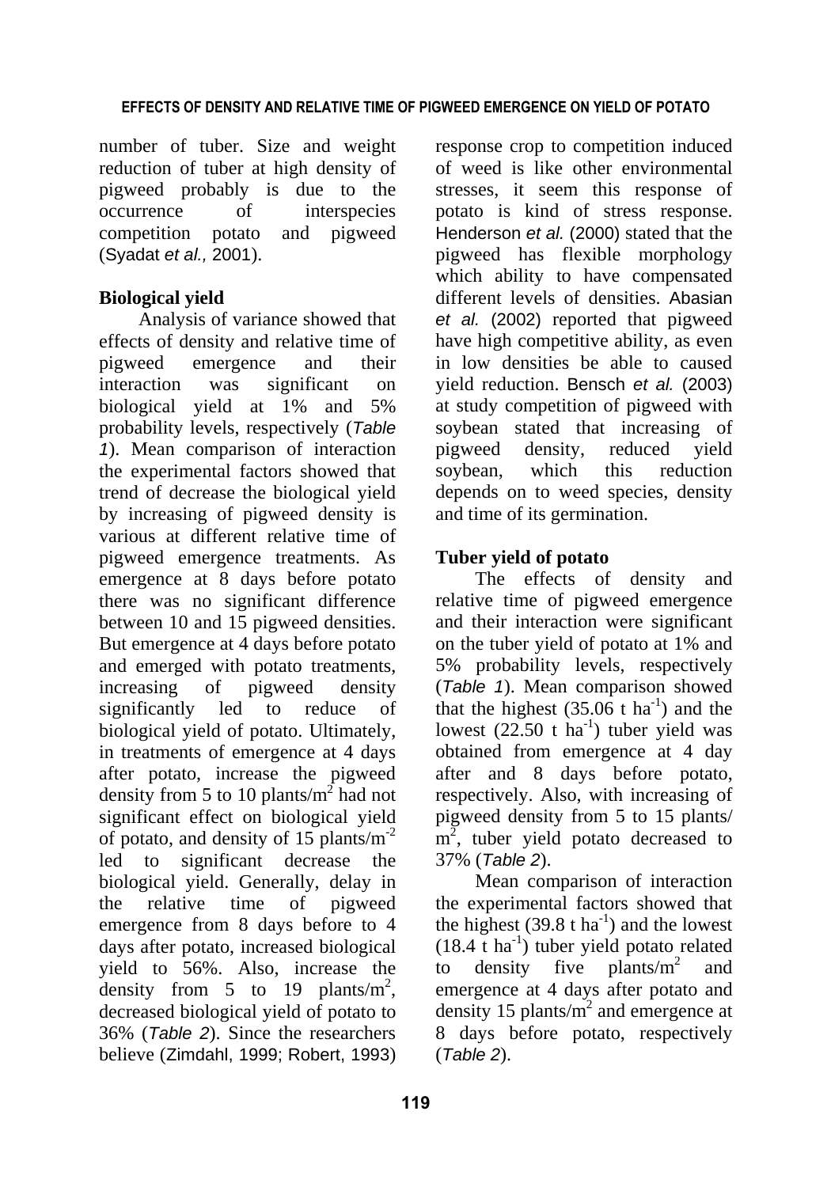number of tuber. Size and weight reduction of tuber at high density of pigweed probably is due to the occurrence of interspecies competition potato and pigweed (Syadat *et al.,* 2001).

## Biological yield

Analysis of variance showed that effects of density and relative time of pigweed emergence and their interaction was significant on biological yield at 1% and 5% probability levels, respectively (*Table 1*). Mean comparison of interaction the experimental factors showed that trend of decrease the biological yield by increasing of pigweed density is various at different relative time of pigweed emergence treatments. As emergence at 8 days before potato there was no significant difference between 10 and 15 pigweed densities. But emergence at 4 days before potato and emerged with potato treatments, increasing of pigweed density significantly led to reduce of biological yield of potato. Ultimately, in treatments of emergence at 4 days after potato, increase the pigweed density from 5 to 10 plants/$m^2$ had not significant effect on biological yield of potato, and density of 15 plants/$m^{-2}$ led to significant decrease the biological yield. Generally, delay in the relative time of pigweed emergence from 8 days before to 4 days after potato, increased biological yield to 56%. Also, increase the density from 5 to 19 plants/$m^2$, decreased biological yield of potato to 36% (*Table 2*). Since the researchers believe (Zimdahl, 1999; Robert, 1993) response crop to competition induced of weed is like other environmental stresses, it seem this response of potato is kind of stress response. Henderson *et al.* (2000) stated that the pigweed has flexible morphology which ability to have compensated different levels of densities. Abasian *et al.* (2002) reported that pigweed have high competitive ability, as even in low densities be able to caused yield reduction. Bensch *et al.* (2003) at study competition of pigweed with soybean stated that increasing of pigweed density, reduced yield soybean, which this reduction depends on to weed species, density and time of its germination.

## Tuber yield of potato

The effects of density and relative time of pigweed emergence and their interaction were significant on the tuber yield of potato at 1% and 5% probability levels, respectively (*Table 1*). Mean comparison showed that the highest (35.06 t $ha^{-1}$) and the lowest (22.50 t $ha^{-1}$) tuber yield was obtained from emergence at 4 day after and 8 days before potato, respectively. Also, with increasing of pigweed density from 5 to 15 plants/ $m^2$, tuber yield potato decreased to 37% (*Table 2*).

Mean comparison of interaction the experimental factors showed that the highest (39.8 t $ha^{-1}$) and the lowest (18.4 t $ha^{-1}$) tuber yield potato related to density five plants/$m^2$ and emergence at 4 days after potato and density 15 plants/$m^2$ and emergence at 8 days before potato, respectively (*Table 2*).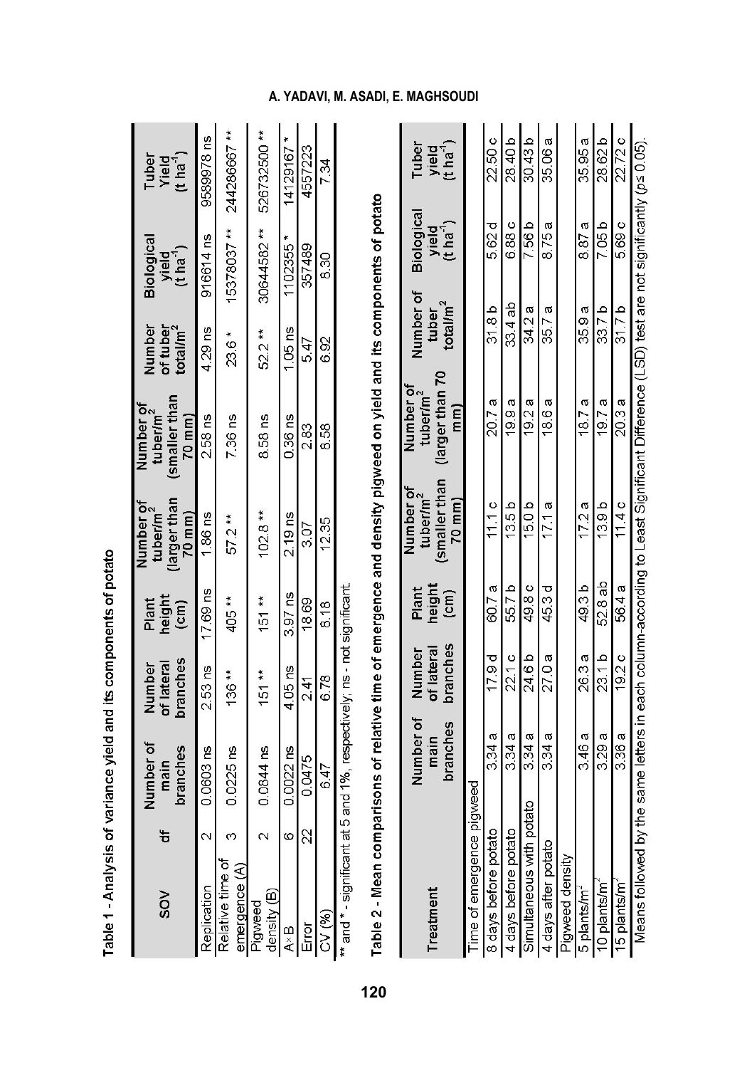**Table 1 - Analysis of variance yield and its components of potato**

| SOV | df | Number of main branches | Number of lateral branches | Plant height (cm) | Number of tuber/m$^2$ (larger than 70 mm) | Number of tuber/m$^2$ (smaller than 70 mm) | Number of tuber total/m$^2$ | Biological yield (t ha$^{-1}$) | Tuber Yield (t ha$^{-1}$) |
|---|---|---|---|---|---|---|---|---|---|
| Replication | 2 | 0.0603 ns | 2.53 ns | 17.69 ns | 1.86 ns | 2.58 ns | 4.29 ns | 916614 ns | 9589978 ns |
| Relative time of emergence (A) | 3 | 0.0225 ns | 136 ** | 405 ** | 57.2 ** | 7.36 ns | 23.6 * | 15378037 ** | 244286667 ** |
| Pigweed density (B) | 2 | 0.0844 ns | 151 ** | 151 ** | 102.8 ** | 8.58 ns | 52.2 ** | 30644582 ** | 526732500 ** |
| A×B | 6 | 0.0022 ns | 4.05 ns | 3.97 ns | 2.19 ns | 0.36 ns | 1.05 ns | 1102355 * | 14129167 * |
| Error | 22 | 0.0475 | 2.41 | 18.69 | 3.07 | 2.83 | 5.47 | 357489 | 4557223 |
| CV (%) | | 6.47 | 6.78 | 8.18 | 12.35 | 8.58 | 6.92 | 8.30 | 7.34 |

** and * - significant at 5 and 1%, respectively; ns - not significant.

**Table 2 - Mean comparisons of relative time of emergence and density pigweed on yield and its components of potato**

| Treatment | Number of main branches | Number of lateral branches | Plant height (cm) | Number of tuber/m$^2$ (smaller than 70 mm) | Number of tuber/m$^2$ (larger than 70 mm) | Number of tuber total/m$^2$ | Biological yield (t ha$^{-1}$) | Tuber yield (t ha$^{-1}$) |
|---|---|---|---|---|---|---|---|---|
| Time of emergence pigweed | | | | | | | | |
| 8 days before potato | 3.34 a | 17.9 d | 60.7 a | 11.1 c | 20.7 a | 31.8 b | 5.62 d | 22.50 c |
| 4 days before potato | 3.34 a | 22.1 c | 55.7 b | 13.5 b | 19.9 a | 33.4 ab | 6.88 c | 28.40 b |
| Simultaneous with potato | 3.34 a | 24.6 b | 49.8 c | 15.0 b | 19.2 a | 34.2 a | 7.56 b | 30.43 b |
| 4 days after potato | 3.34 a | 27.0 a | 45.3 d | 17.1 a | 18.6 a | 35.7 a | 8.75 a | 35.06 a |
| Pigweed density | | | | | | | | |
| 5 plants/m$^2$ | 3.46 a | 26.3 a | 49.3 b | 17.2 a | 18.7 a | 35.9 a | 8.87 a | 35.95 a |
| 10 plants/m$^2$ | 3.29 a | 23.1 b | 52.8 ab | 13.9 b | 19.7 a | 33.7 b | 7.05 b | 28.62 b |
| 15 plants/m$^2$ | 3.36 a | 19.2 c | 56.4 a | 11.4 c | 20.3 a | 31.7 b | 5.69 c | 22.72 c |

Means followed by the same letters in each column-according to Least Significant Difference (LSD) test are not significantly ($p \leq 0.05$).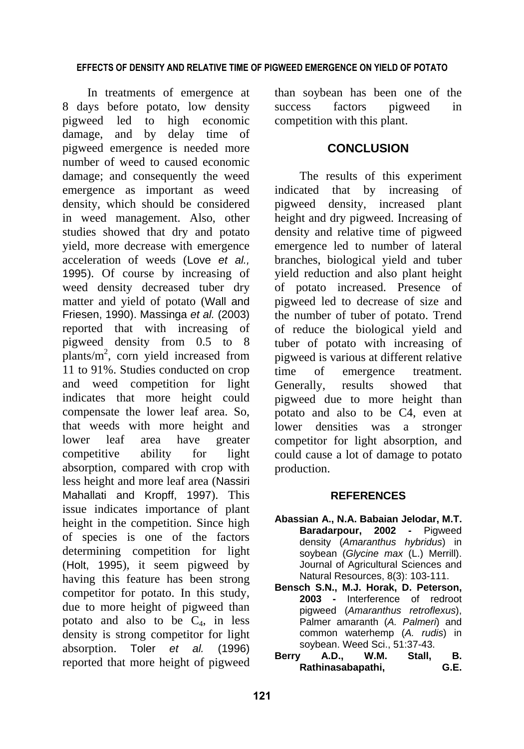In treatments of emergence at 8 days before potato, low density pigweed led to high economic damage, and by delay time of pigweed emergence is needed more number of weed to caused economic damage; and consequently the weed emergence as important as weed density, which should be considered in weed management. Also, other studies showed that dry and potato yield, more decrease with emergence acceleration of weeds (Love *et al.,* 1995). Of course by increasing of weed density decreased tuber dry matter and yield of potato (Wall and Friesen, 1990). Massinga *et al.* (2003) reported that with increasing of pigweed density from 0.5 to 8 plants/m$^2$, corn yield increased from 11 to 91%. Studies conducted on crop and weed competition for light indicates that more height could compensate the lower leaf area. So, that weeds with more height and lower leaf area have greater competitive ability for light absorption, compared with crop with less height and more leaf area (Nassiri Mahallati and Kropff, 1997). This issue indicates importance of plant height in the competition. Since high of species is one of the factors determining competition for light (Holt, 1995), it seem pigweed by having this feature has been strong competitor for potato. In this study, due to more height of pigweed than potato and also to be $C_4$, in less density is strong competitor for light absorption. Toler *et al.* (1996) reported that more height of pigweed than soybean has been one of the success factors pigweed in competition with this plant.

## CONCLUSION

The results of this experiment indicated that by increasing of pigweed density, increased plant height and dry pigweed. Increasing of density and relative time of pigweed emergence led to number of lateral branches, biological yield and tuber yield reduction and also plant height of potato increased. Presence of pigweed led to decrease of size and the number of tuber of potato. Trend of reduce the biological yield and tuber of potato with increasing of pigweed is various at different relative time of emergence treatment. Generally, results showed that pigweed due to more height than potato and also to be C4, even at lower densities was a stronger competitor for light absorption, and could cause a lot of damage to potato production.

## REFERENCES

**Abassian A., N.A. Babaian Jelodar, M.T. Baradarpour, 2002 -** Pigweed density (*Amaranthus hybridus*) in soybean (*Glycine max* (L.) Merrill). Journal of Agricultural Sciences and Natural Resources, 8(3): 103-111.

**Bensch S.N., M.J. Horak, D. Peterson, 2003 -** Interference of redroot pigweed (*Amaranthus retroflexus*), Palmer amaranth (*A. Palmeri*) and common waterhemp (*A. rudis*) in soybean. Weed Sci., 51:37-43.

**Berry A.D., W.M. Stall, B. Rathinasabapathi, G.E.**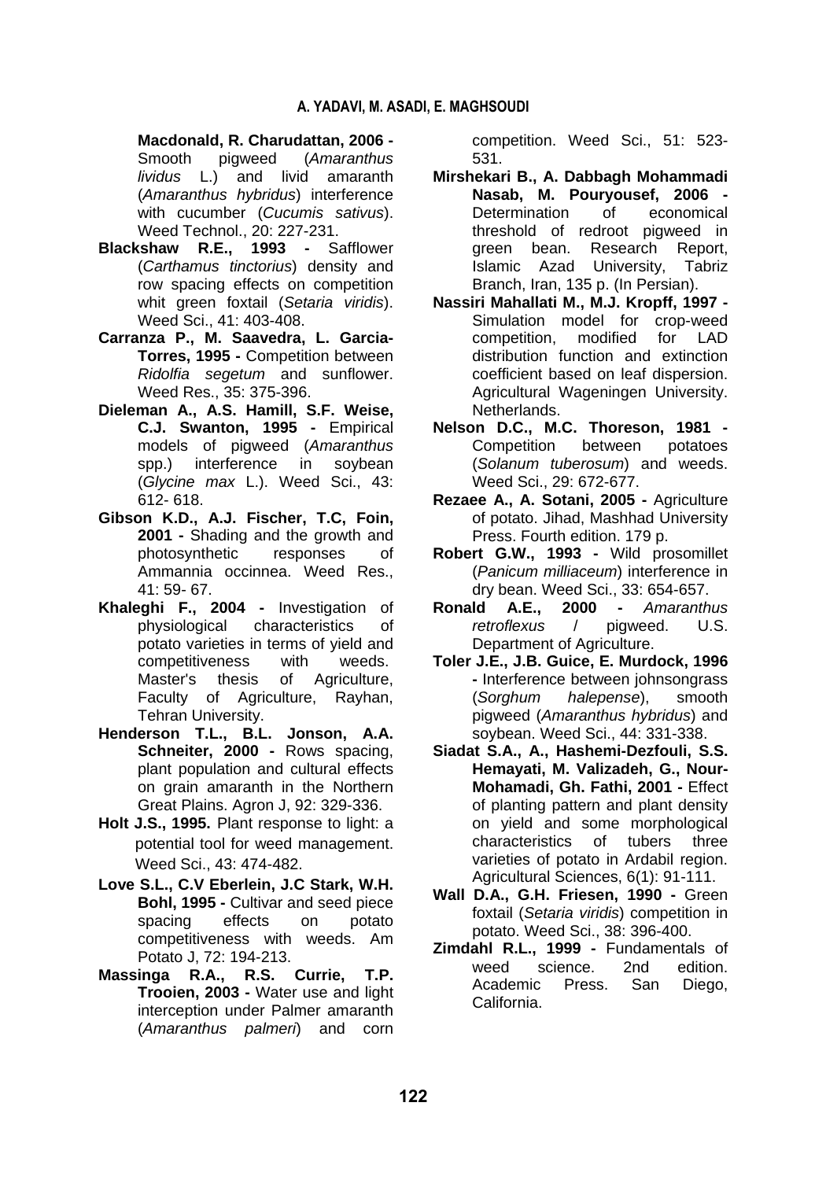**Macdonald, R. Charudattan, 2006 -** Smooth pigweed (*Amaranthus lividus* L.) and livid amaranth (*Amaranthus hybridus*) interference with cucumber (*Cucumis sativus*). Weed Technol., 20: 227-231.

**Blackshaw R.E., 1993 -** Safflower (*Carthamus tinctorius*) density and row spacing effects on competition whit green foxtail (*Setaria viridis*). Weed Sci., 41: 403-408.

**Carranza P., M. Saavedra, L. Garcia-Torres, 1995 -** Competition between *Ridolfia segetum* and sunflower. Weed Res., 35: 375-396.

**Dieleman A., A.S. Hamill, S.F. Weise, C.J. Swanton, 1995 -** Empirical models of pigweed (*Amaranthus* spp.) interference in soybean (*Glycine max* L.). Weed Sci., 43: 612- 618.

**Gibson K.D., A.J. Fischer, T.C, Foin, 2001 -** Shading and the growth and photosynthetic responses of Ammannia occinnea. Weed Res., 41: 59- 67.

**Khaleghi F., 2004 -** Investigation of physiological characteristics of potato varieties in terms of yield and competitiveness with weeds. Master's thesis of Agriculture, Faculty of Agriculture, Rayhan, Tehran University.

**Henderson T.L., B.L. Jonson, A.A. Schneiter, 2000 -** Rows spacing, plant population and cultural effects on grain amaranth in the Northern Great Plains. Agron J, 92: 329-336.

**Holt J.S., 1995.** Plant response to light: a potential tool for weed management. Weed Sci., 43: 474-482.

**Love S.L., C.V Eberlein, J.C Stark, W.H. Bohl, 1995 -** Cultivar and seed piece spacing effects on potato competitiveness with weeds. Am Potato J, 72: 194-213.

**Massinga R.A., R.S. Currie, T.P. Trooien, 2003 -** Water use and light interception under Palmer amaranth (*Amaranthus palmeri*) and corn competition. Weed Sci., 51: 523-531.

**Mirshekari B., A. Dabbagh Mohammadi Nasab, M. Pouryousef, 2006 -** Determination of economical threshold of redroot pigweed in green bean. Research Report, Islamic Azad University, Tabriz Branch, Iran, 135 p. (In Persian).

**Nassiri Mahallati M., M.J. Kropff, 1997 -** Simulation model for crop-weed competition, modified for LAD distribution function and extinction coefficient based on leaf dispersion. Agricultural Wageningen University. Netherlands.

**Nelson D.C., M.C. Thoreson, 1981 -** Competition between potatoes (*Solanum tuberosum*) and weeds. Weed Sci., 29: 672-677.

**Rezaee A., A. Sotani, 2005 -** Agriculture of potato. Jihad, Mashhad University Press. Fourth edition. 179 p.

**Robert G.W., 1993 -** Wild prosomillet (*Panicum milliaceum*) interference in dry bean. Weed Sci., 33: 654-657.

**Ronald A.E., 2000 -** *Amaranthus retroflexus* / pigweed. U.S. Department of Agriculture.

**Toler J.E., J.B. Guice, E. Murdock, 1996 -** Interference between johnsongrass (*Sorghum halepense*), smooth pigweed (*Amaranthus hybridus*) and soybean. Weed Sci., 44: 331-338.

**Siadat S.A., A., Hashemi-Dezfouli, S.S. Hemayati, M. Valizadeh, G., Nour-Mohamadi, Gh. Fathi, 2001 -** Effect of planting pattern and plant density on yield and some morphological characteristics of tubers three varieties of potato in Ardabil region. Agricultural Sciences, 6(1): 91-111.

**Wall D.A., G.H. Friesen, 1990 -** Green foxtail (*Setaria viridis*) competition in potato. Weed Sci., 38: 396-400.

**Zimdahl R.L., 1999 -** Fundamentals of weed science. 2nd edition. Academic Press. San Diego, California.